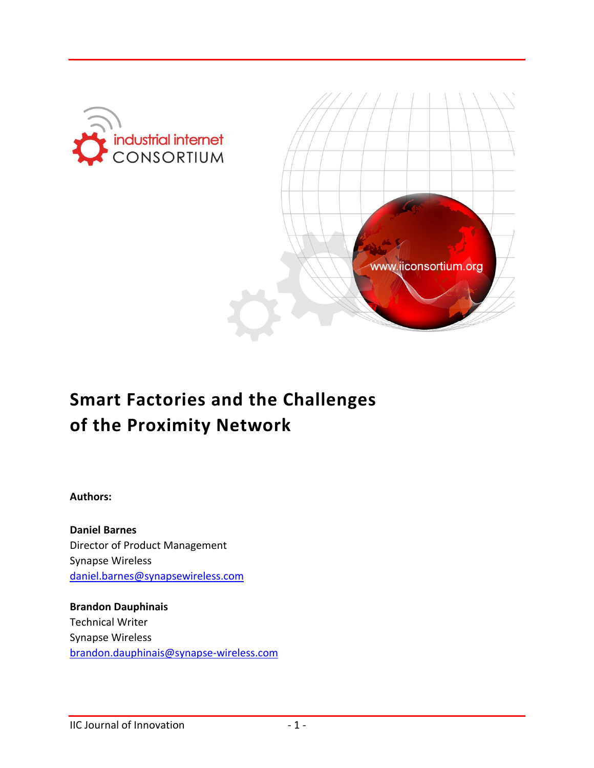# Smart Factories and the Challenges of the Proximity Network

**Authors:**

**Daniel Barnes**
Director of Product Management
Synapse Wireless
daniel.barnes@synapsewireless.com

**Brandon Dauphinais**
Technical Writer
Synapse Wireless
brandon.dauphinais@synapse-wireless.com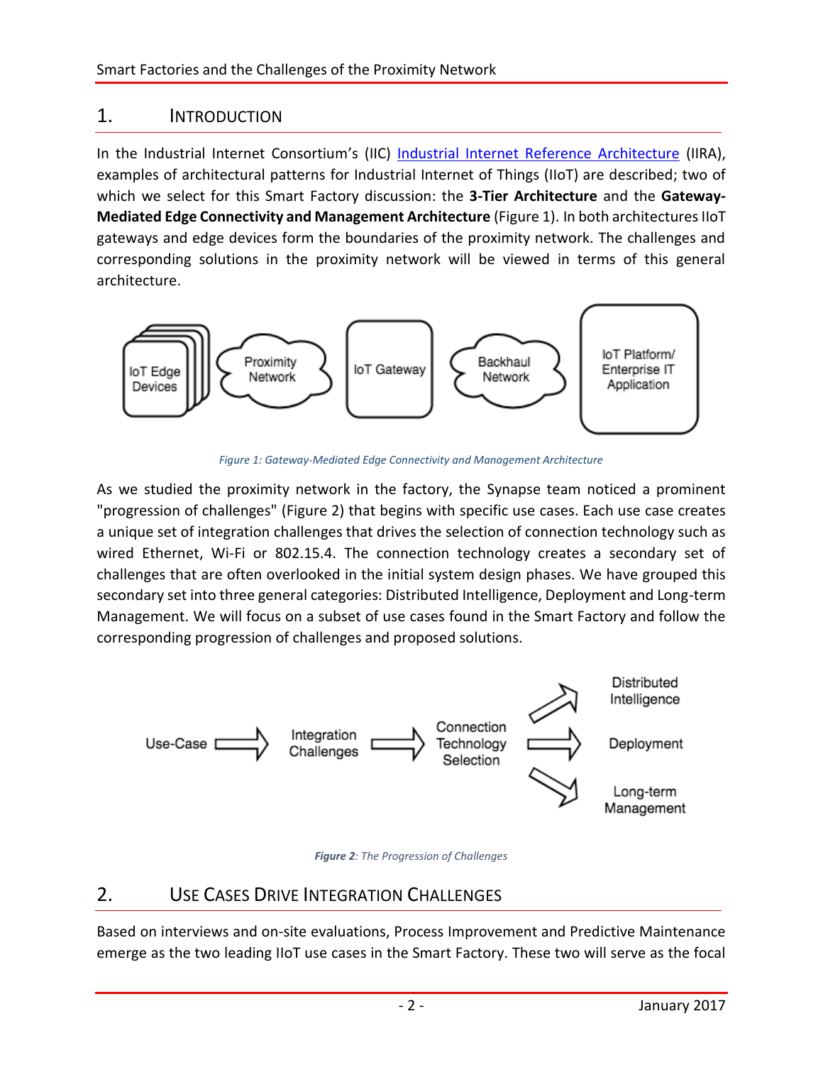## 1. Introduction

In the Industrial Internet Consortium's (IIC) Industrial Internet Reference Architecture (IIRA), examples of architectural patterns for Industrial Internet of Things (IIoT) are described; two of which we select for this Smart Factory discussion: the **3-Tier Architecture** and the **Gateway-Mediated Edge Connectivity and Management Architecture** (Figure 1). In both architectures IIoT gateways and edge devices form the boundaries of the proximity network. The challenges and corresponding solutions in the proximity network will be viewed in terms of this general architecture.

*Figure 1: Gateway-Mediated Edge Connectivity and Management Architecture*

As we studied the proximity network in the factory, the Synapse team noticed a prominent "progression of challenges" (Figure 2) that begins with specific use cases. Each use case creates a unique set of integration challenges that drives the selection of connection technology such as wired Ethernet, Wi-Fi or 802.15.4. The connection technology creates a secondary set of challenges that are often overlooked in the initial system design phases. We have grouped this secondary set into three general categories: Distributed Intelligence, Deployment and Long-term Management. We will focus on a subset of use cases found in the Smart Factory and follow the corresponding progression of challenges and proposed solutions.

***Figure 2**: The Progression of Challenges*

## 2. Use Cases Drive Integration Challenges

Based on interviews and on-site evaluations, Process Improvement and Predictive Maintenance emerge as the two leading IIoT use cases in the Smart Factory. These two will serve as the focal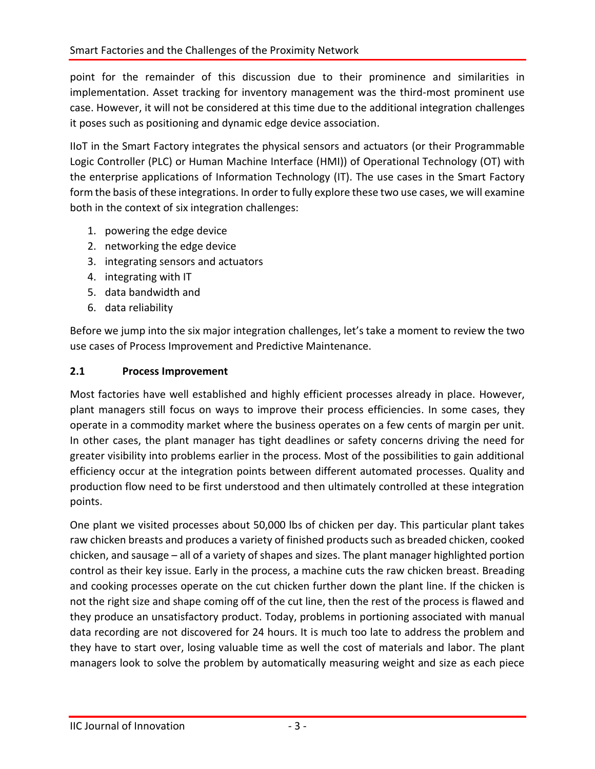point for the remainder of this discussion due to their prominence and similarities in implementation. Asset tracking for inventory management was the third-most prominent use case. However, it will not be considered at this time due to the additional integration challenges it poses such as positioning and dynamic edge device association.

IIoT in the Smart Factory integrates the physical sensors and actuators (or their Programmable Logic Controller (PLC) or Human Machine Interface (HMI)) of Operational Technology (OT) with the enterprise applications of Information Technology (IT). The use cases in the Smart Factory form the basis of these integrations. In order to fully explore these two use cases, we will examine both in the context of six integration challenges:

1. powering the edge device
2. networking the edge device
3. integrating sensors and actuators
4. integrating with IT
5. data bandwidth and
6. data reliability

Before we jump into the six major integration challenges, let's take a moment to review the two use cases of Process Improvement and Predictive Maintenance.

## 2.1 Process Improvement

Most factories have well established and highly efficient processes already in place. However, plant managers still focus on ways to improve their process efficiencies. In some cases, they operate in a commodity market where the business operates on a few cents of margin per unit. In other cases, the plant manager has tight deadlines or safety concerns driving the need for greater visibility into problems earlier in the process. Most of the possibilities to gain additional efficiency occur at the integration points between different automated processes. Quality and production flow need to be first understood and then ultimately controlled at these integration points.

One plant we visited processes about 50,000 lbs of chicken per day. This particular plant takes raw chicken breasts and produces a variety of finished products such as breaded chicken, cooked chicken, and sausage – all of a variety of shapes and sizes. The plant manager highlighted portion control as their key issue. Early in the process, a machine cuts the raw chicken breast. Breading and cooking processes operate on the cut chicken further down the plant line. If the chicken is not the right size and shape coming off of the cut line, then the rest of the process is flawed and they produce an unsatisfactory product. Today, problems in portioning associated with manual data recording are not discovered for 24 hours. It is much too late to address the problem and they have to start over, losing valuable time as well the cost of materials and labor. The plant managers look to solve the problem by automatically measuring weight and size as each piece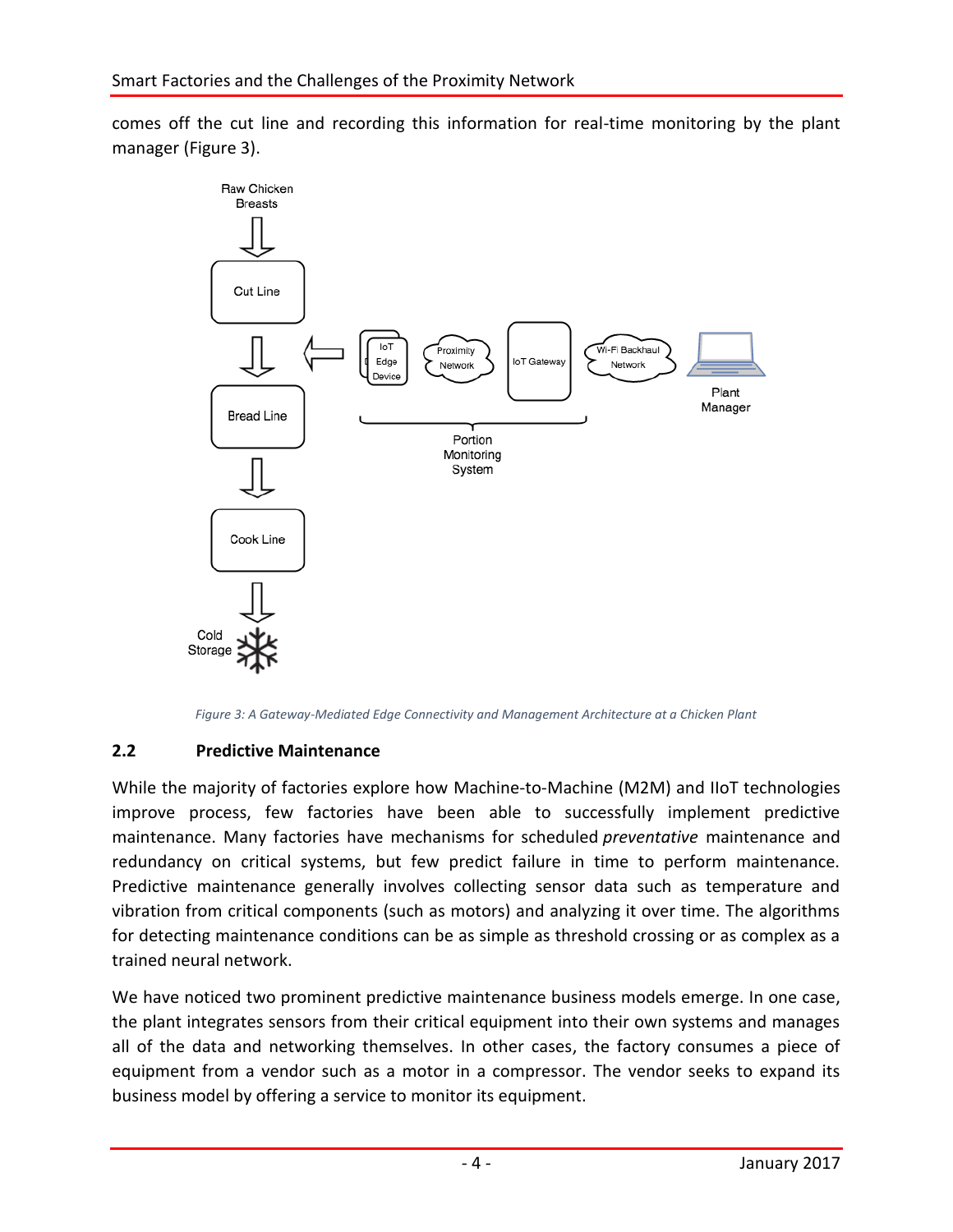comes off the cut line and recording this information for real-time monitoring by the plant manager (Figure 3).

*Figure 3: A Gateway-Mediated Edge Connectivity and Management Architecture at a Chicken Plant*

## 2.2 Predictive Maintenance

While the majority of factories explore how Machine-to-Machine (M2M) and IIoT technologies improve process, few factories have been able to successfully implement predictive maintenance. Many factories have mechanisms for scheduled *preventative* maintenance and redundancy on critical systems, but few predict failure in time to perform maintenance. Predictive maintenance generally involves collecting sensor data such as temperature and vibration from critical components (such as motors) and analyzing it over time. The algorithms for detecting maintenance conditions can be as simple as threshold crossing or as complex as a trained neural network.

We have noticed two prominent predictive maintenance business models emerge. In one case, the plant integrates sensors from their critical equipment into their own systems and manages all of the data and networking themselves. In other cases, the factory consumes a piece of equipment from a vendor such as a motor in a compressor. The vendor seeks to expand its business model by offering a service to monitor its equipment.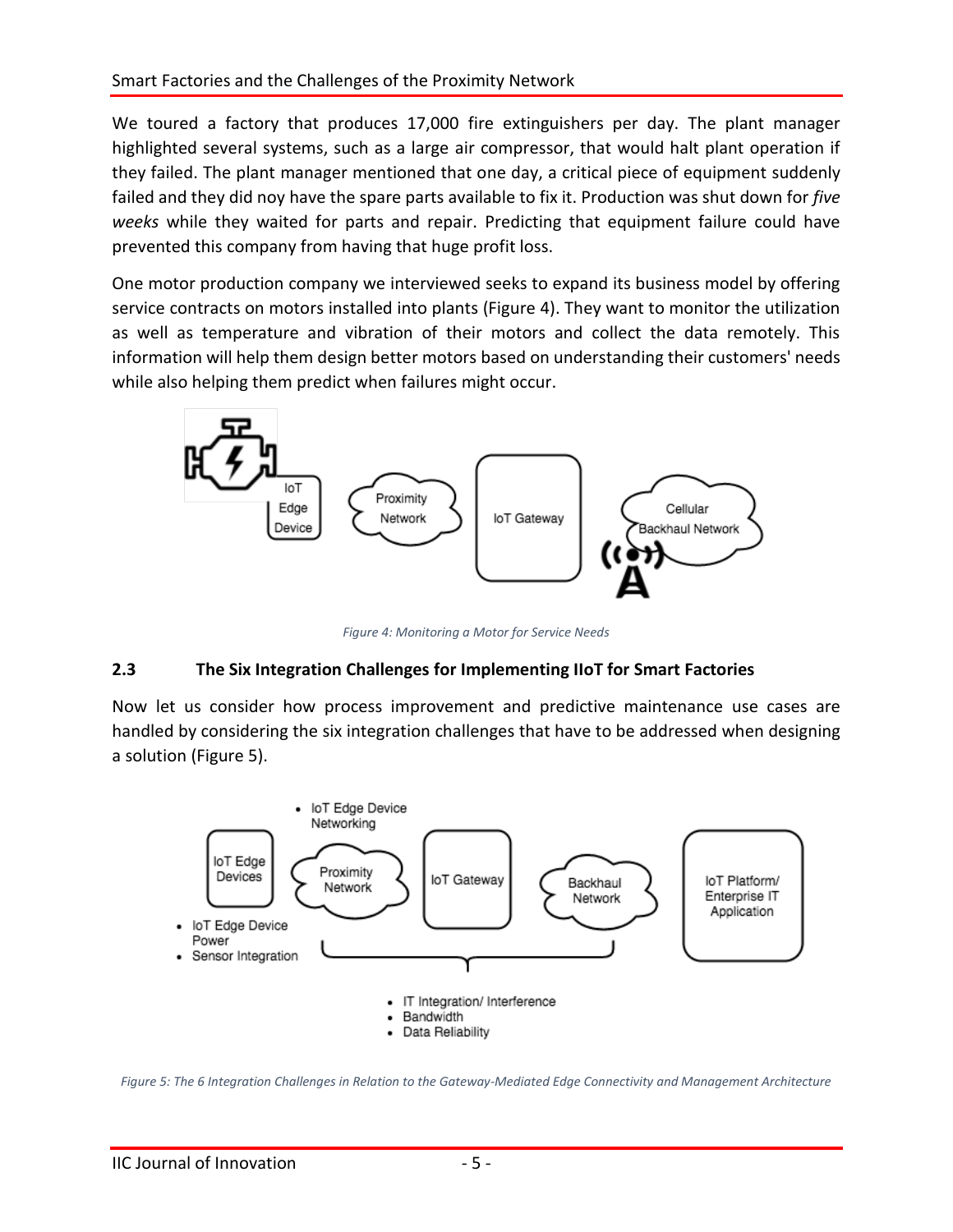We toured a factory that produces 17,000 fire extinguishers per day. The plant manager highlighted several systems, such as a large air compressor, that would halt plant operation if they failed. The plant manager mentioned that one day, a critical piece of equipment suddenly failed and they did noy have the spare parts available to fix it. Production was shut down for *five weeks* while they waited for parts and repair. Predicting that equipment failure could have prevented this company from having that huge profit loss.

One motor production company we interviewed seeks to expand its business model by offering service contracts on motors installed into plants (Figure 4). They want to monitor the utilization as well as temperature and vibration of their motors and collect the data remotely. This information will help them design better motors based on understanding their customers' needs while also helping them predict when failures might occur.

*Figure 4: Monitoring a Motor for Service Needs*

### 2.3 The Six Integration Challenges for Implementing IIoT for Smart Factories

Now let us consider how process improvement and predictive maintenance use cases are handled by considering the six integration challenges that have to be addressed when designing a solution (Figure 5).

*Figure 5: The 6 Integration Challenges in Relation to the Gateway-Mediated Edge Connectivity and Management Architecture*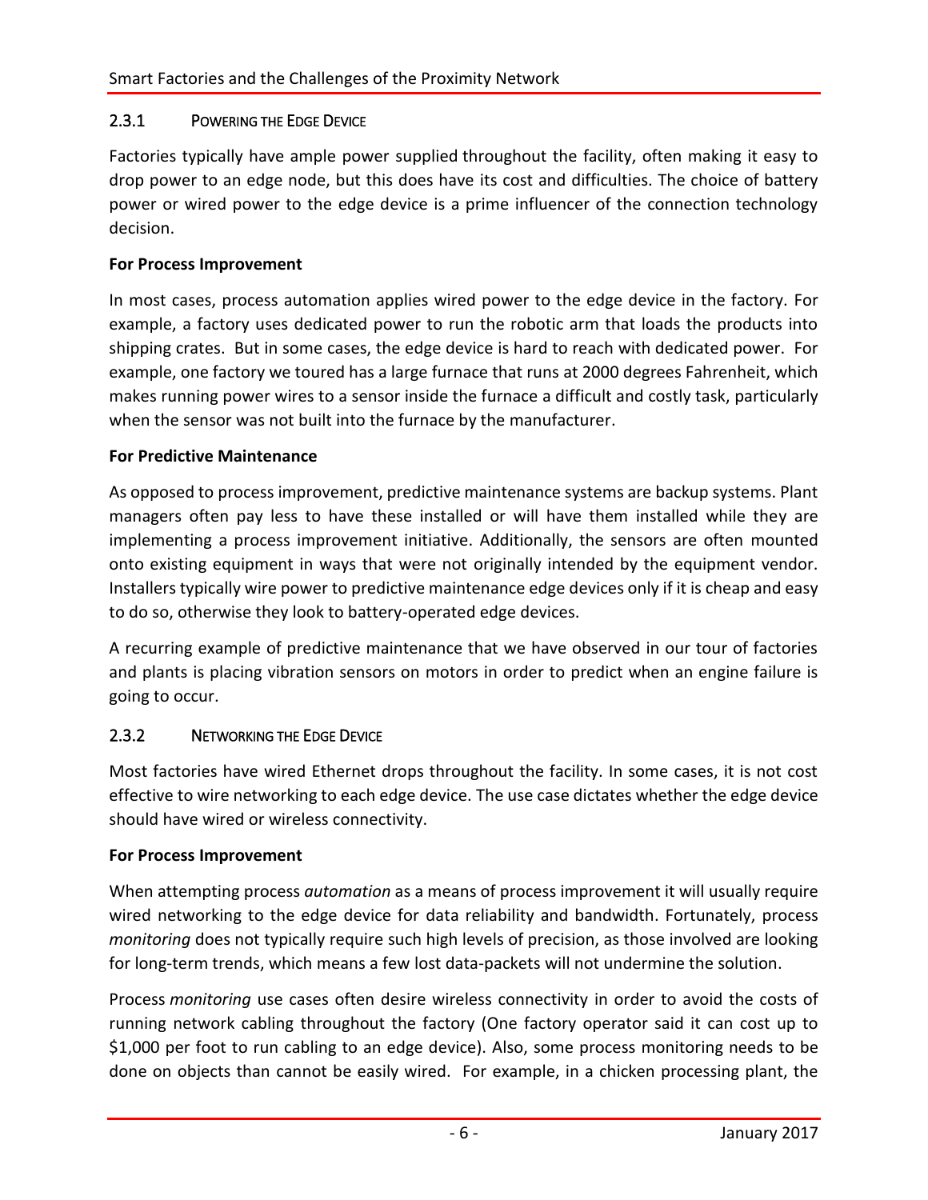### 2.3.1 Powering the Edge Device

Factories typically have ample power supplied throughout the facility, often making it easy to drop power to an edge node, but this does have its cost and difficulties. The choice of battery power or wired power to the edge device is a prime influencer of the connection technology decision.

**For Process Improvement**

In most cases, process automation applies wired power to the edge device in the factory. For example, a factory uses dedicated power to run the robotic arm that loads the products into shipping crates. But in some cases, the edge device is hard to reach with dedicated power. For example, one factory we toured has a large furnace that runs at 2000 degrees Fahrenheit, which makes running power wires to a sensor inside the furnace a difficult and costly task, particularly when the sensor was not built into the furnace by the manufacturer.

**For Predictive Maintenance**

As opposed to process improvement, predictive maintenance systems are backup systems. Plant managers often pay less to have these installed or will have them installed while they are implementing a process improvement initiative. Additionally, the sensors are often mounted onto existing equipment in ways that were not originally intended by the equipment vendor. Installers typically wire power to predictive maintenance edge devices only if it is cheap and easy to do so, otherwise they look to battery-operated edge devices.

A recurring example of predictive maintenance that we have observed in our tour of factories and plants is placing vibration sensors on motors in order to predict when an engine failure is going to occur.

### 2.3.2 Networking the Edge Device

Most factories have wired Ethernet drops throughout the facility. In some cases, it is not cost effective to wire networking to each edge device. The use case dictates whether the edge device should have wired or wireless connectivity.

**For Process Improvement**

When attempting process *automation* as a means of process improvement it will usually require wired networking to the edge device for data reliability and bandwidth. Fortunately, process *monitoring* does not typically require such high levels of precision, as those involved are looking for long-term trends, which means a few lost data-packets will not undermine the solution.

Process *monitoring* use cases often desire wireless connectivity in order to avoid the costs of running network cabling throughout the factory (One factory operator said it can cost up to $1,000 per foot to run cabling to an edge device). Also, some process monitoring needs to be done on objects than cannot be easily wired. For example, in a chicken processing plant, the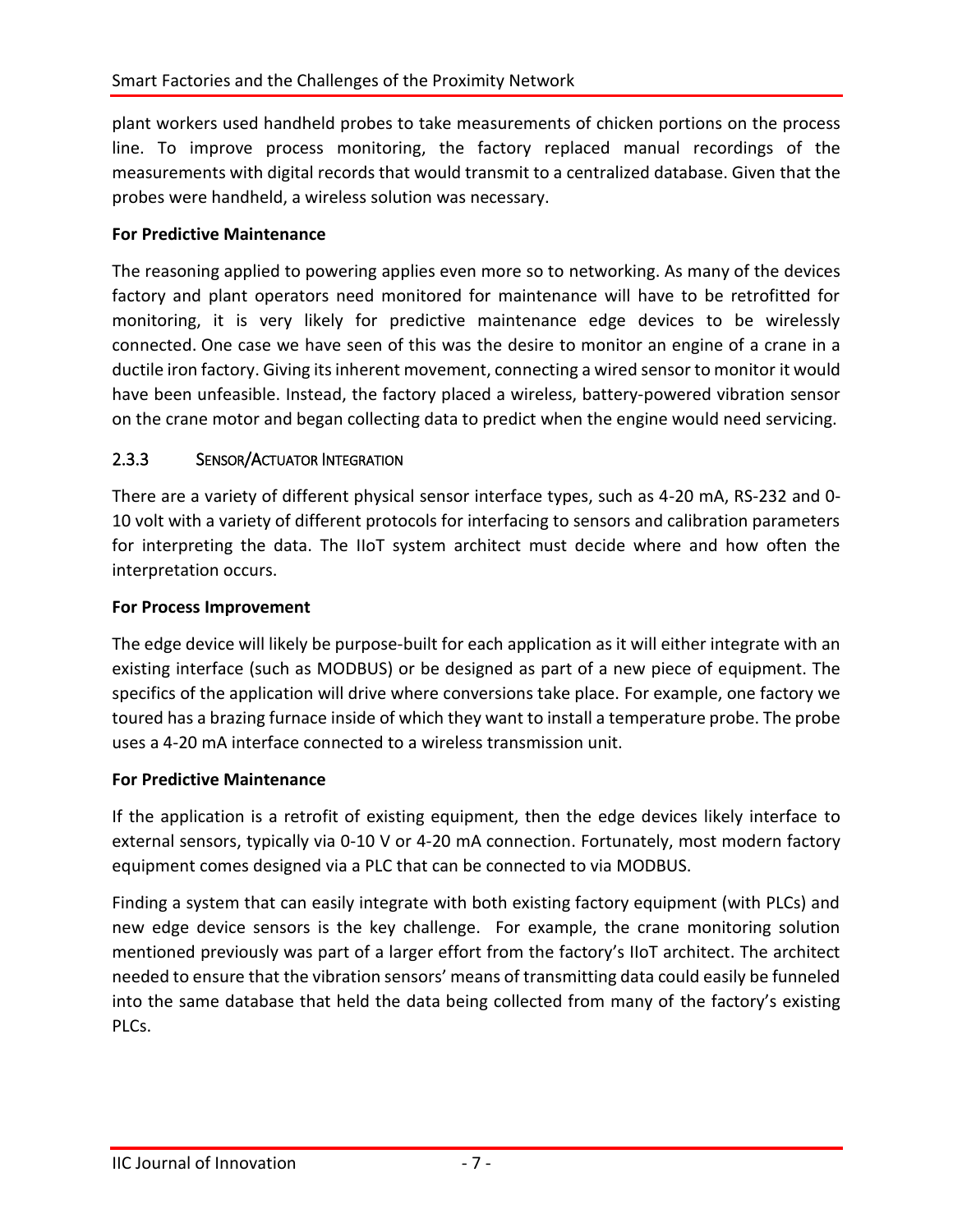plant workers used handheld probes to take measurements of chicken portions on the process line. To improve process monitoring, the factory replaced manual recordings of the measurements with digital records that would transmit to a centralized database. Given that the probes were handheld, a wireless solution was necessary.

**For Predictive Maintenance**

The reasoning applied to powering applies even more so to networking. As many of the devices factory and plant operators need monitored for maintenance will have to be retrofitted for monitoring, it is very likely for predictive maintenance edge devices to be wirelessly connected. One case we have seen of this was the desire to monitor an engine of a crane in a ductile iron factory. Giving its inherent movement, connecting a wired sensor to monitor it would have been unfeasible. Instead, the factory placed a wireless, battery-powered vibration sensor on the crane motor and began collecting data to predict when the engine would need servicing.

### 2.3.3 Sensor/Actuator Integration

There are a variety of different physical sensor interface types, such as 4-20 mA, RS-232 and 0-10 volt with a variety of different protocols for interfacing to sensors and calibration parameters for interpreting the data. The IIoT system architect must decide where and how often the interpretation occurs.

**For Process Improvement**

The edge device will likely be purpose-built for each application as it will either integrate with an existing interface (such as MODBUS) or be designed as part of a new piece of equipment. The specifics of the application will drive where conversions take place. For example, one factory we toured has a brazing furnace inside of which they want to install a temperature probe. The probe uses a 4-20 mA interface connected to a wireless transmission unit.

**For Predictive Maintenance**

If the application is a retrofit of existing equipment, then the edge devices likely interface to external sensors, typically via 0-10 V or 4-20 mA connection. Fortunately, most modern factory equipment comes designed via a PLC that can be connected to via MODBUS.

Finding a system that can easily integrate with both existing factory equipment (with PLCs) and new edge device sensors is the key challenge. For example, the crane monitoring solution mentioned previously was part of a larger effort from the factory's IIoT architect. The architect needed to ensure that the vibration sensors' means of transmitting data could easily be funneled into the same database that held the data being collected from many of the factory's existing PLCs.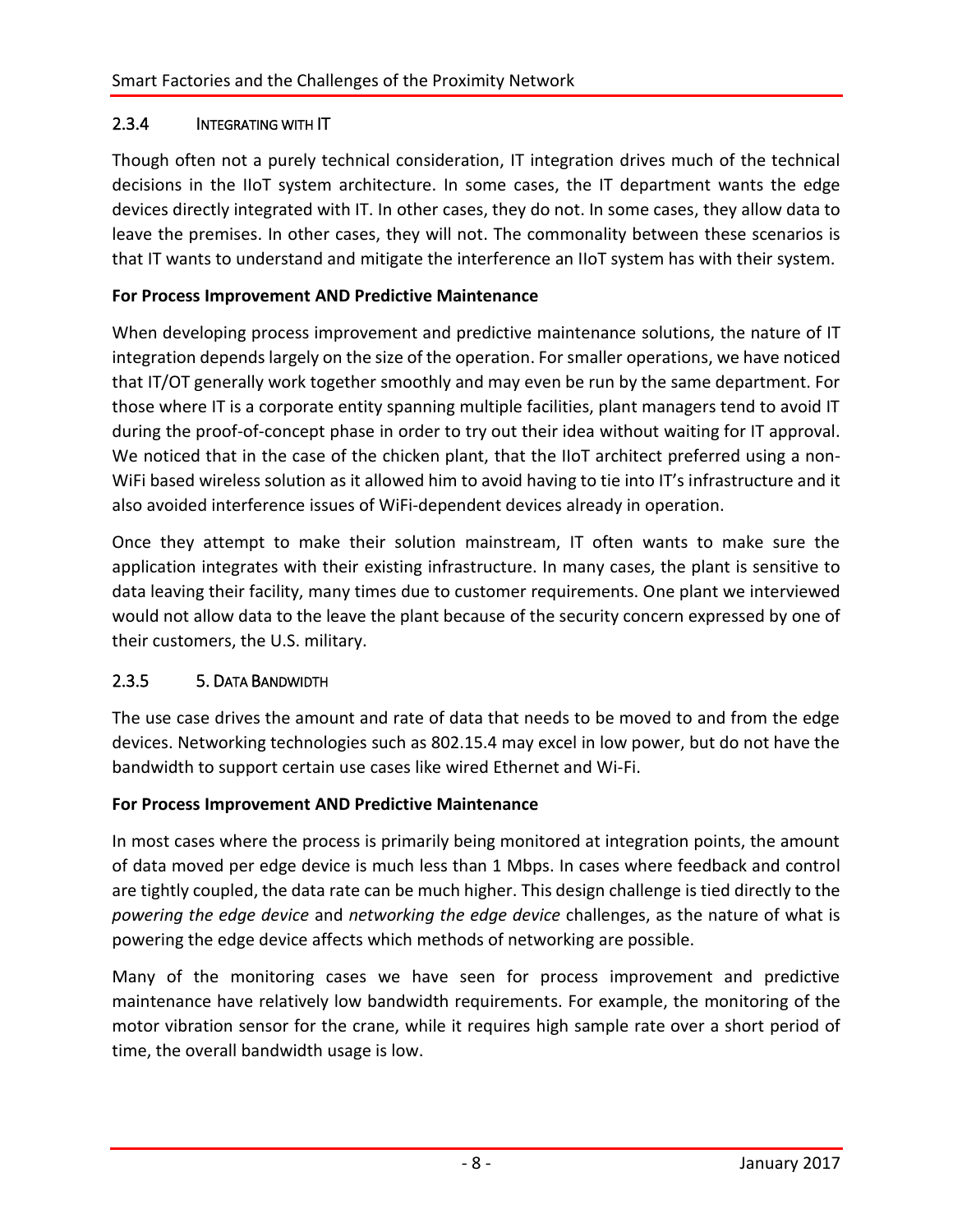### 2.3.4 INTEGRATING WITH IT

Though often not a purely technical consideration, IT integration drives much of the technical decisions in the IIoT system architecture. In some cases, the IT department wants the edge devices directly integrated with IT. In other cases, they do not. In some cases, they allow data to leave the premises. In other cases, they will not. The commonality between these scenarios is that IT wants to understand and mitigate the interference an IIoT system has with their system.

**For Process Improvement AND Predictive Maintenance**

When developing process improvement and predictive maintenance solutions, the nature of IT integration depends largely on the size of the operation. For smaller operations, we have noticed that IT/OT generally work together smoothly and may even be run by the same department. For those where IT is a corporate entity spanning multiple facilities, plant managers tend to avoid IT during the proof-of-concept phase in order to try out their idea without waiting for IT approval. We noticed that in the case of the chicken plant, that the IIoT architect preferred using a non-WiFi based wireless solution as it allowed him to avoid having to tie into IT's infrastructure and it also avoided interference issues of WiFi-dependent devices already in operation.

Once they attempt to make their solution mainstream, IT often wants to make sure the application integrates with their existing infrastructure. In many cases, the plant is sensitive to data leaving their facility, many times due to customer requirements. One plant we interviewed would not allow data to the leave the plant because of the security concern expressed by one of their customers, the U.S. military.

### 2.3.5 5. DATA BANDWIDTH

The use case drives the amount and rate of data that needs to be moved to and from the edge devices. Networking technologies such as 802.15.4 may excel in low power, but do not have the bandwidth to support certain use cases like wired Ethernet and Wi-Fi.

**For Process Improvement AND Predictive Maintenance**

In most cases where the process is primarily being monitored at integration points, the amount of data moved per edge device is much less than 1 Mbps. In cases where feedback and control are tightly coupled, the data rate can be much higher. This design challenge is tied directly to the *powering the edge device* and *networking the edge device* challenges, as the nature of what is powering the edge device affects which methods of networking are possible.

Many of the monitoring cases we have seen for process improvement and predictive maintenance have relatively low bandwidth requirements. For example, the monitoring of the motor vibration sensor for the crane, while it requires high sample rate over a short period of time, the overall bandwidth usage is low.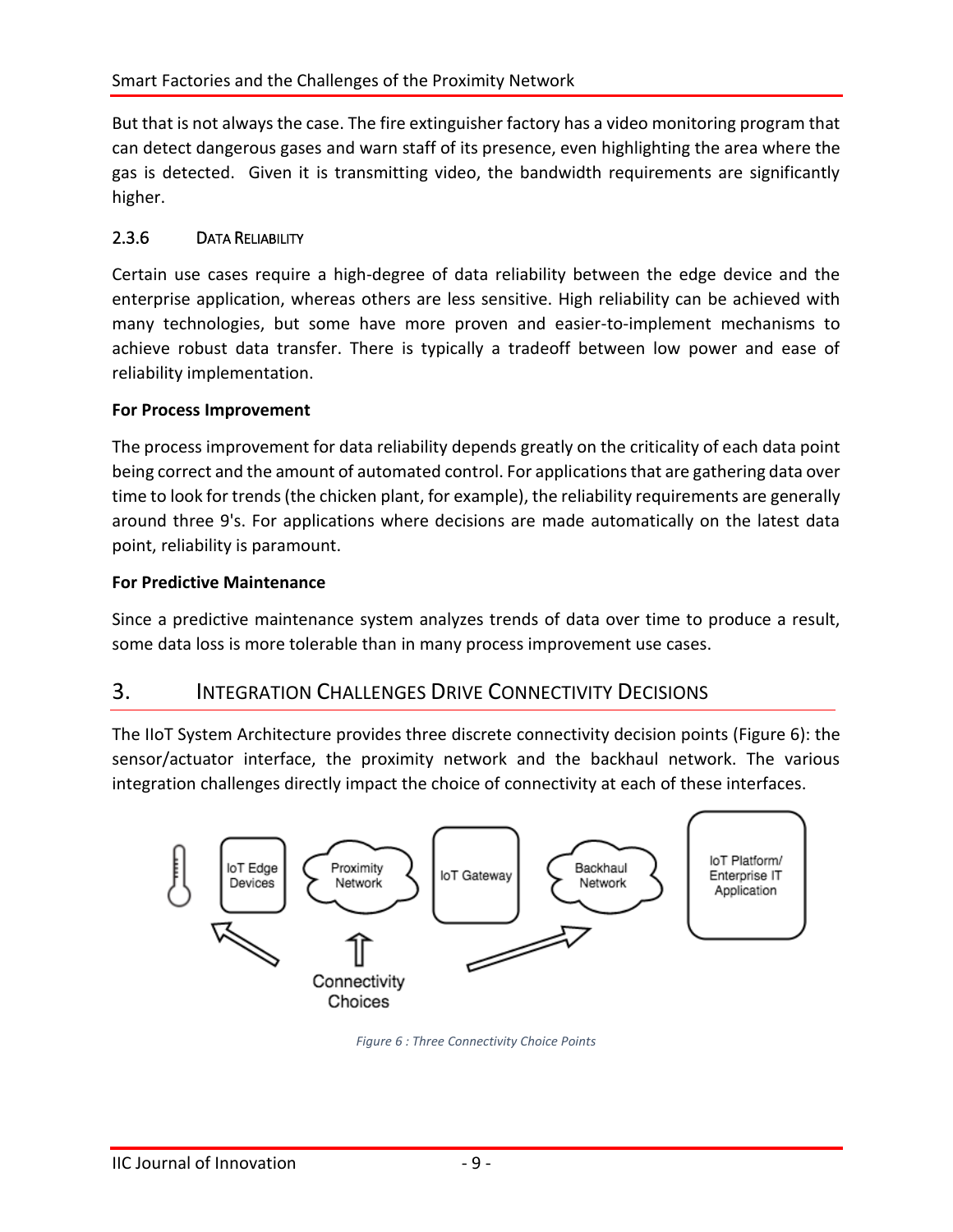But that is not always the case. The fire extinguisher factory has a video monitoring program that can detect dangerous gases and warn staff of its presence, even highlighting the area where the gas is detected. Given it is transmitting video, the bandwidth requirements are significantly higher.

### 2.3.6 Data Reliability

Certain use cases require a high-degree of data reliability between the edge device and the enterprise application, whereas others are less sensitive. High reliability can be achieved with many technologies, but some have more proven and easier-to-implement mechanisms to achieve robust data transfer. There is typically a tradeoff between low power and ease of reliability implementation.

**For Process Improvement**

The process improvement for data reliability depends greatly on the criticality of each data point being correct and the amount of automated control. For applications that are gathering data over time to look for trends (the chicken plant, for example), the reliability requirements are generally around three 9's. For applications where decisions are made automatically on the latest data point, reliability is paramount.

**For Predictive Maintenance**

Since a predictive maintenance system analyzes trends of data over time to produce a result, some data loss is more tolerable than in many process improvement use cases.

## 3. Integration Challenges Drive Connectivity Decisions

The IIoT System Architecture provides three discrete connectivity decision points (Figure 6): the sensor/actuator interface, the proximity network and the backhaul network. The various integration challenges directly impact the choice of connectivity at each of these interfaces.

*Figure 6 : Three Connectivity Choice Points*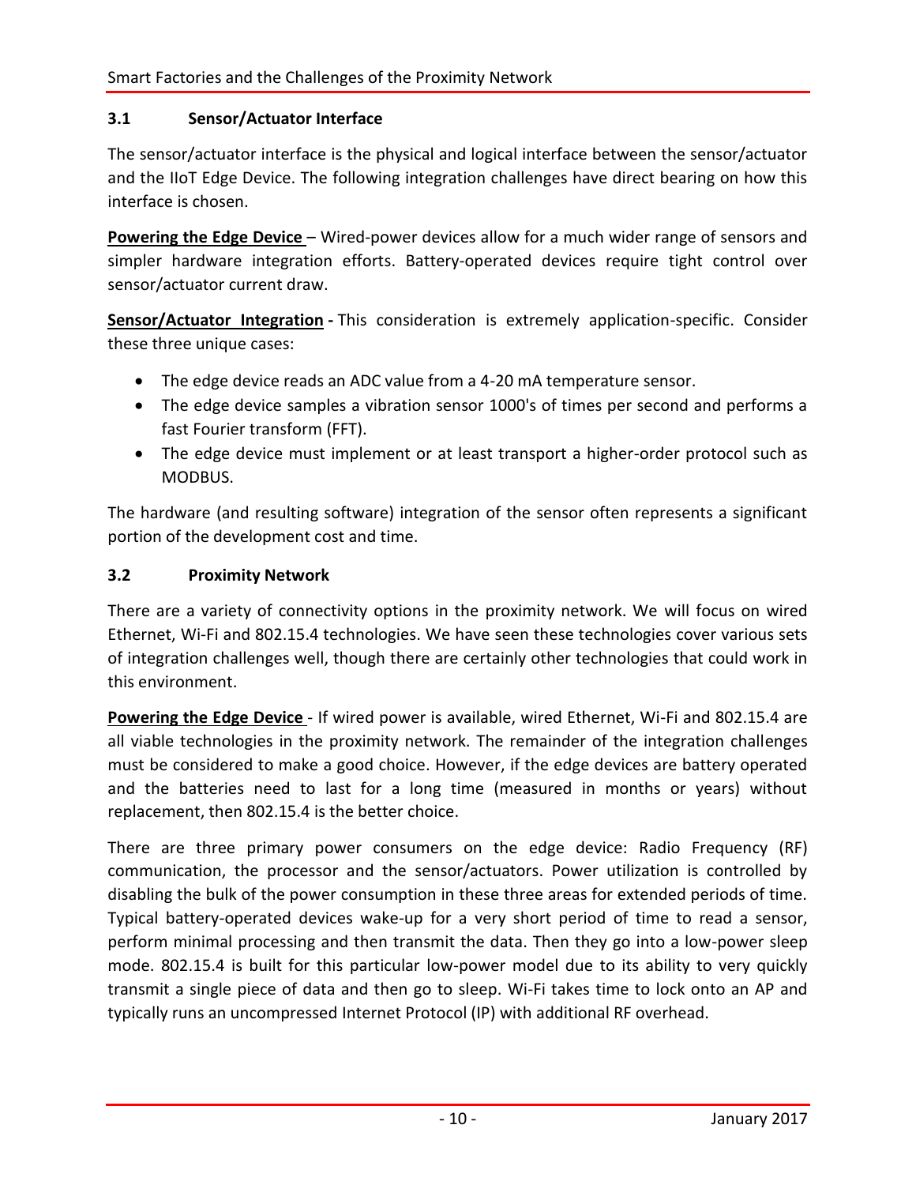### 3.1 Sensor/Actuator Interface

The sensor/actuator interface is the physical and logical interface between the sensor/actuator and the IIoT Edge Device. The following integration challenges have direct bearing on how this interface is chosen.

**Powering the Edge Device** – Wired-power devices allow for a much wider range of sensors and simpler hardware integration efforts. Battery-operated devices require tight control over sensor/actuator current draw.

**Sensor/Actuator Integration -** This consideration is extremely application-specific. Consider these three unique cases:

- The edge device reads an ADC value from a 4-20 mA temperature sensor.
- The edge device samples a vibration sensor 1000's of times per second and performs a fast Fourier transform (FFT).
- The edge device must implement or at least transport a higher-order protocol such as MODBUS.

The hardware (and resulting software) integration of the sensor often represents a significant portion of the development cost and time.

### 3.2 Proximity Network

There are a variety of connectivity options in the proximity network. We will focus on wired Ethernet, Wi-Fi and 802.15.4 technologies. We have seen these technologies cover various sets of integration challenges well, though there are certainly other technologies that could work in this environment.

**Powering the Edge Device** - If wired power is available, wired Ethernet, Wi-Fi and 802.15.4 are all viable technologies in the proximity network. The remainder of the integration challenges must be considered to make a good choice. However, if the edge devices are battery operated and the batteries need to last for a long time (measured in months or years) without replacement, then 802.15.4 is the better choice.

There are three primary power consumers on the edge device: Radio Frequency (RF) communication, the processor and the sensor/actuators. Power utilization is controlled by disabling the bulk of the power consumption in these three areas for extended periods of time. Typical battery-operated devices wake-up for a very short period of time to read a sensor, perform minimal processing and then transmit the data. Then they go into a low-power sleep mode. 802.15.4 is built for this particular low-power model due to its ability to very quickly transmit a single piece of data and then go to sleep. Wi-Fi takes time to lock onto an AP and typically runs an uncompressed Internet Protocol (IP) with additional RF overhead.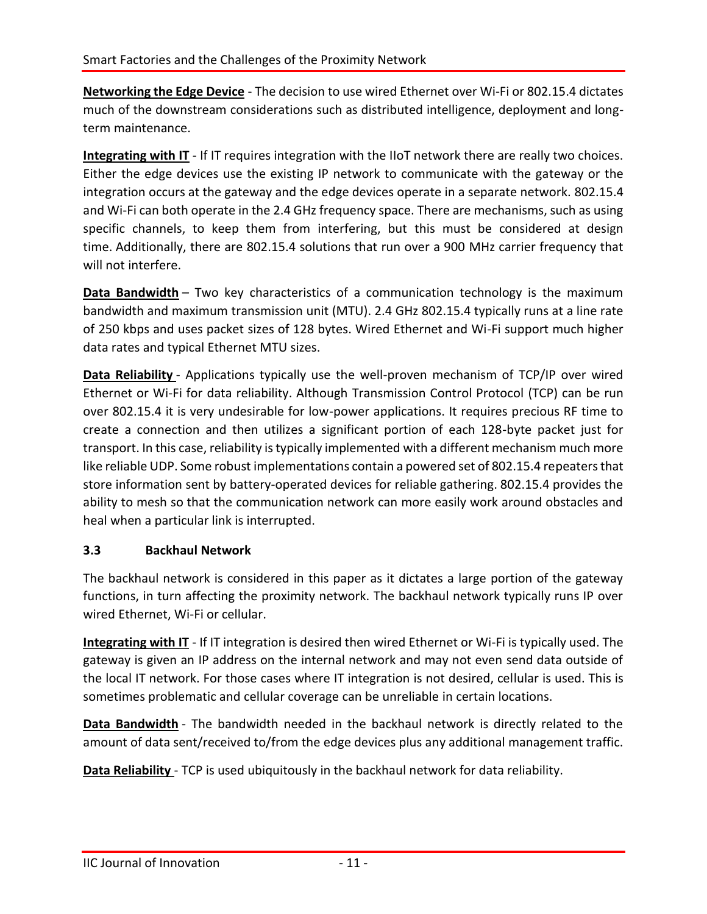**Networking the Edge Device** - The decision to use wired Ethernet over Wi-Fi or 802.15.4 dictates much of the downstream considerations such as distributed intelligence, deployment and long-term maintenance.

**Integrating with IT** - If IT requires integration with the IIoT network there are really two choices. Either the edge devices use the existing IP network to communicate with the gateway or the integration occurs at the gateway and the edge devices operate in a separate network. 802.15.4 and Wi-Fi can both operate in the 2.4 GHz frequency space. There are mechanisms, such as using specific channels, to keep them from interfering, but this must be considered at design time. Additionally, there are 802.15.4 solutions that run over a 900 MHz carrier frequency that will not interfere.

**Data Bandwidth** – Two key characteristics of a communication technology is the maximum bandwidth and maximum transmission unit (MTU). 2.4 GHz 802.15.4 typically runs at a line rate of 250 kbps and uses packet sizes of 128 bytes. Wired Ethernet and Wi-Fi support much higher data rates and typical Ethernet MTU sizes.

**Data Reliability** - Applications typically use the well-proven mechanism of TCP/IP over wired Ethernet or Wi-Fi for data reliability. Although Transmission Control Protocol (TCP) can be run over 802.15.4 it is very undesirable for low-power applications. It requires precious RF time to create a connection and then utilizes a significant portion of each 128-byte packet just for transport. In this case, reliability is typically implemented with a different mechanism much more like reliable UDP. Some robust implementations contain a powered set of 802.15.4 repeaters that store information sent by battery-operated devices for reliable gathering. 802.15.4 provides the ability to mesh so that the communication network can more easily work around obstacles and heal when a particular link is interrupted.

### 3.3 Backhaul Network

The backhaul network is considered in this paper as it dictates a large portion of the gateway functions, in turn affecting the proximity network. The backhaul network typically runs IP over wired Ethernet, Wi-Fi or cellular.

**Integrating with IT** - If IT integration is desired then wired Ethernet or Wi-Fi is typically used. The gateway is given an IP address on the internal network and may not even send data outside of the local IT network. For those cases where IT integration is not desired, cellular is used. This is sometimes problematic and cellular coverage can be unreliable in certain locations.

**Data Bandwidth** - The bandwidth needed in the backhaul network is directly related to the amount of data sent/received to/from the edge devices plus any additional management traffic.

**Data Reliability** - TCP is used ubiquitously in the backhaul network for data reliability.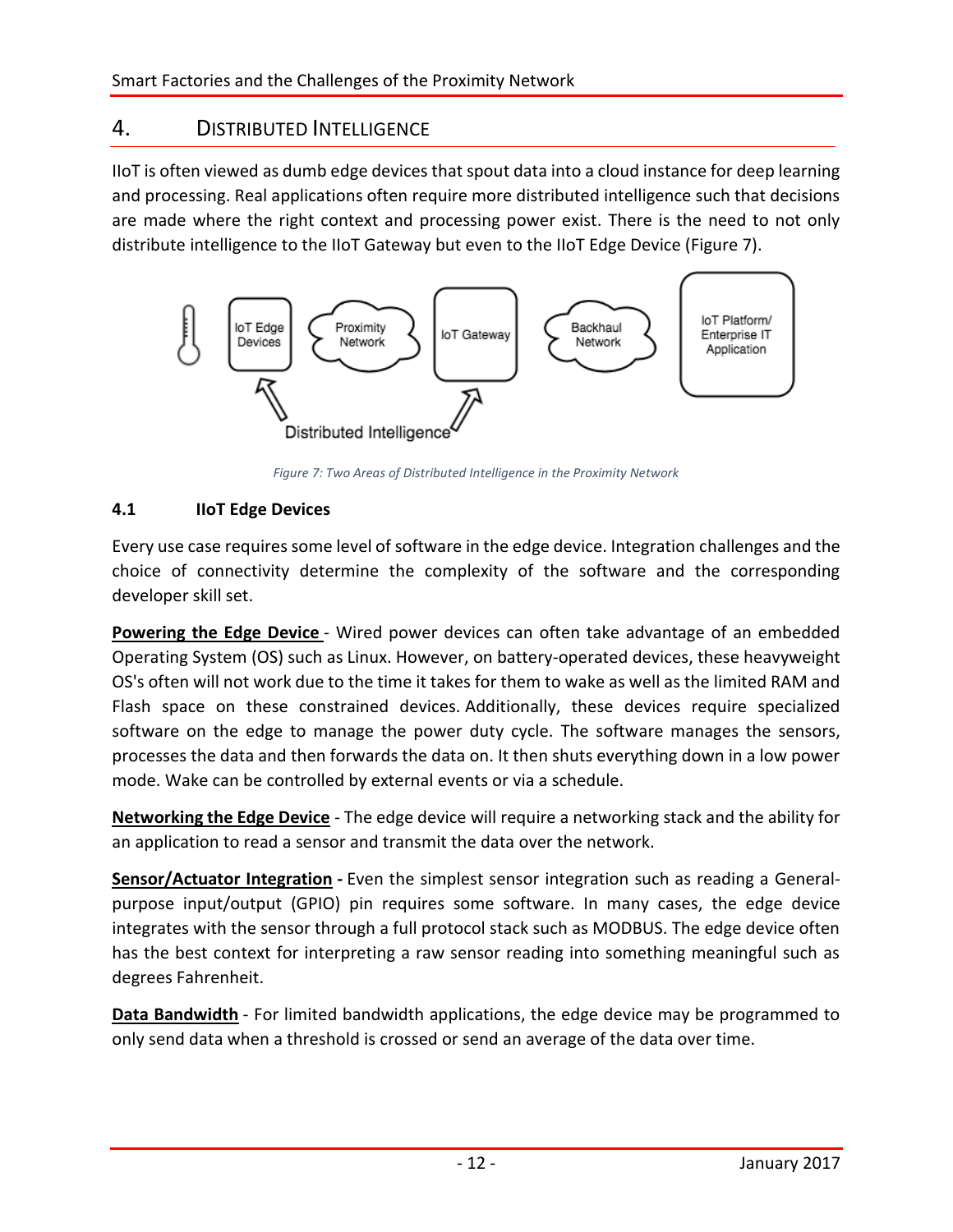## 4. Distributed Intelligence

IIoT is often viewed as dumb edge devices that spout data into a cloud instance for deep learning and processing. Real applications often require more distributed intelligence such that decisions are made where the right context and processing power exist. There is the need to not only distribute intelligence to the IIoT Gateway but even to the IIoT Edge Device (Figure 7).

*Figure 7: Two Areas of Distributed Intelligence in the Proximity Network*

### 4.1 IIoT Edge Devices

Every use case requires some level of software in the edge device. Integration challenges and the choice of connectivity determine the complexity of the software and the corresponding developer skill set.

**Powering the Edge Device** - Wired power devices can often take advantage of an embedded Operating System (OS) such as Linux. However, on battery-operated devices, these heavyweight OS's often will not work due to the time it takes for them to wake as well as the limited RAM and Flash space on these constrained devices. Additionally, these devices require specialized software on the edge to manage the power duty cycle. The software manages the sensors, processes the data and then forwards the data on. It then shuts everything down in a low power mode. Wake can be controlled by external events or via a schedule.

**Networking the Edge Device** - The edge device will require a networking stack and the ability for an application to read a sensor and transmit the data over the network.

**Sensor/Actuator Integration -** Even the simplest sensor integration such as reading a General-purpose input/output (GPIO) pin requires some software. In many cases, the edge device integrates with the sensor through a full protocol stack such as MODBUS. The edge device often has the best context for interpreting a raw sensor reading into something meaningful such as degrees Fahrenheit.

**Data Bandwidth** - For limited bandwidth applications, the edge device may be programmed to only send data when a threshold is crossed or send an average of the data over time.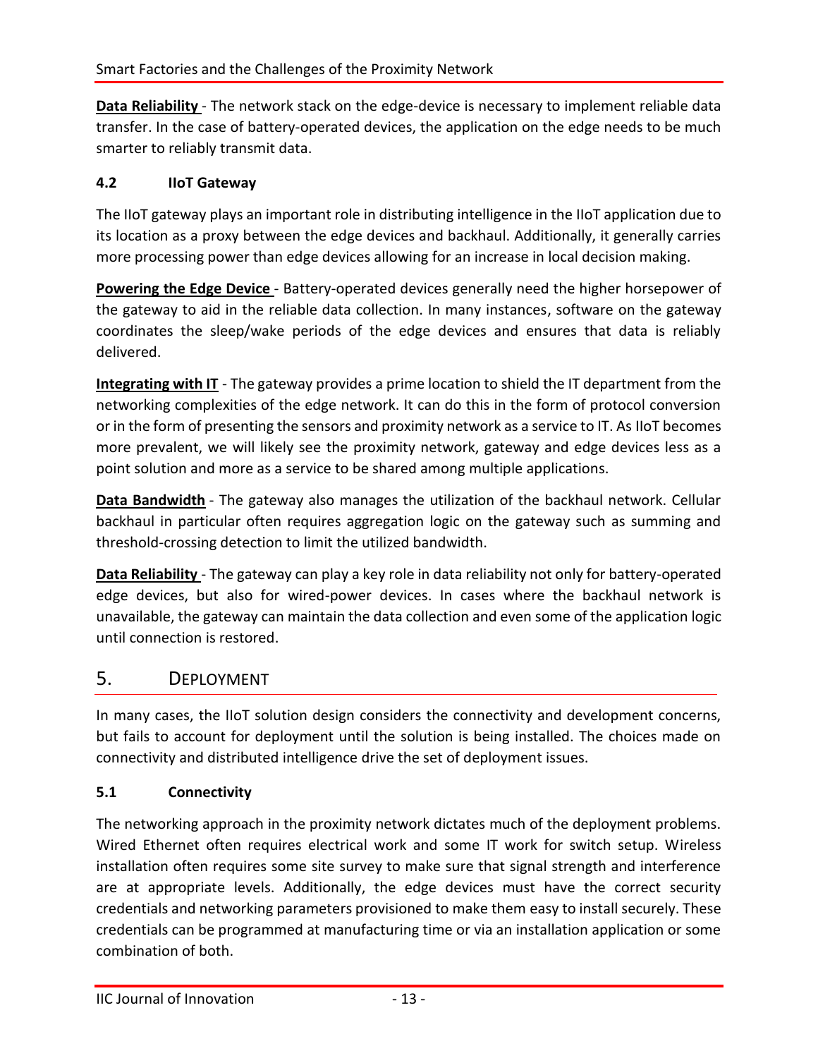**Data Reliability** - The network stack on the edge-device is necessary to implement reliable data transfer. In the case of battery-operated devices, the application on the edge needs to be much smarter to reliably transmit data.

### 4.2 IIoT Gateway

The IIoT gateway plays an important role in distributing intelligence in the IIoT application due to its location as a proxy between the edge devices and backhaul. Additionally, it generally carries more processing power than edge devices allowing for an increase in local decision making.

**Powering the Edge Device** - Battery-operated devices generally need the higher horsepower of the gateway to aid in the reliable data collection. In many instances, software on the gateway coordinates the sleep/wake periods of the edge devices and ensures that data is reliably delivered.

**Integrating with IT** - The gateway provides a prime location to shield the IT department from the networking complexities of the edge network. It can do this in the form of protocol conversion or in the form of presenting the sensors and proximity network as a service to IT. As IIoT becomes more prevalent, we will likely see the proximity network, gateway and edge devices less as a point solution and more as a service to be shared among multiple applications.

**Data Bandwidth** - The gateway also manages the utilization of the backhaul network. Cellular backhaul in particular often requires aggregation logic on the gateway such as summing and threshold-crossing detection to limit the utilized bandwidth.

**Data Reliability** - The gateway can play a key role in data reliability not only for battery-operated edge devices, but also for wired-power devices. In cases where the backhaul network is unavailable, the gateway can maintain the data collection and even some of the application logic until connection is restored.

## 5. Deployment

In many cases, the IIoT solution design considers the connectivity and development concerns, but fails to account for deployment until the solution is being installed. The choices made on connectivity and distributed intelligence drive the set of deployment issues.

### 5.1 Connectivity

The networking approach in the proximity network dictates much of the deployment problems. Wired Ethernet often requires electrical work and some IT work for switch setup. Wireless installation often requires some site survey to make sure that signal strength and interference are at appropriate levels. Additionally, the edge devices must have the correct security credentials and networking parameters provisioned to make them easy to install securely. These credentials can be programmed at manufacturing time or via an installation application or some combination of both.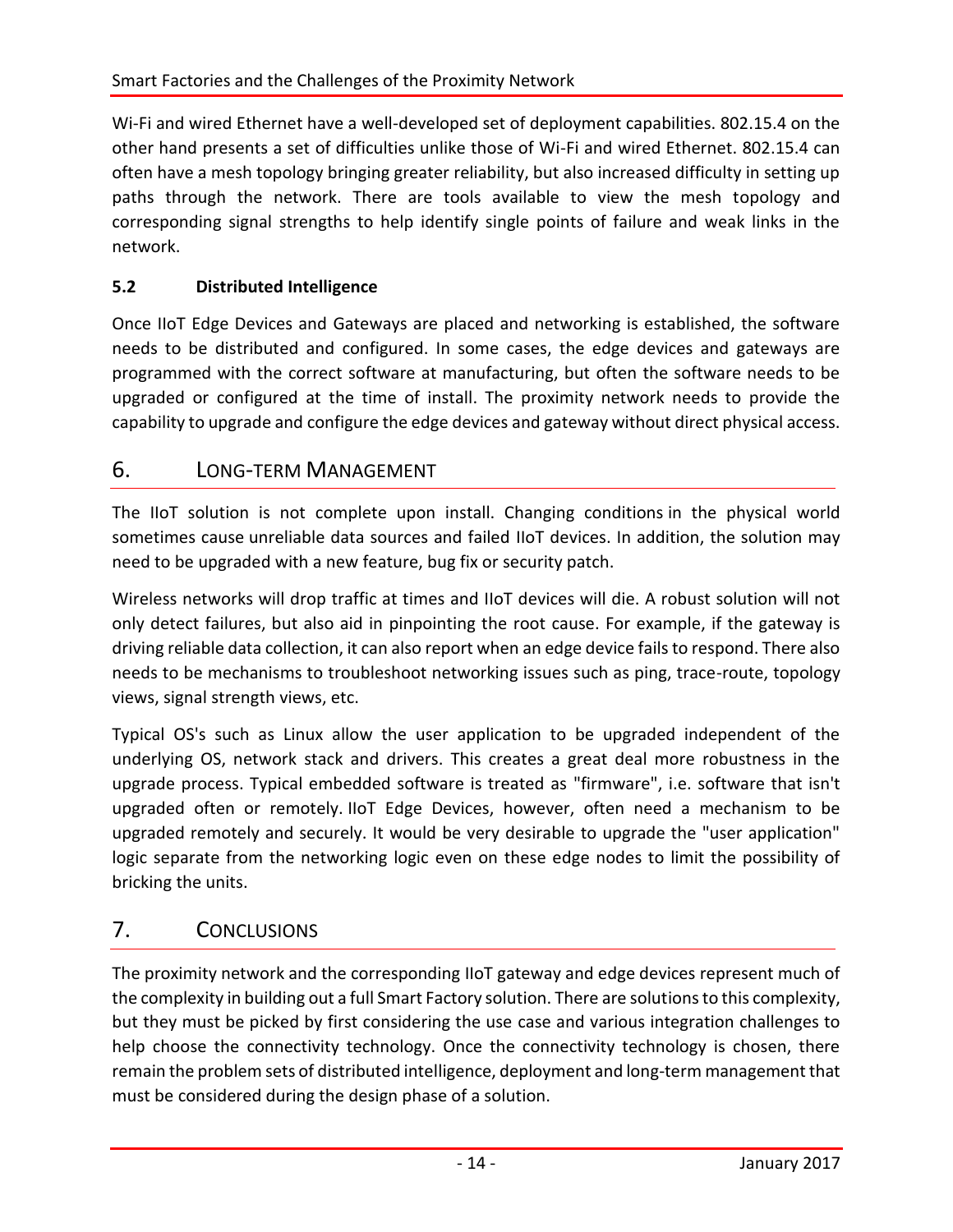Wi-Fi and wired Ethernet have a well-developed set of deployment capabilities. 802.15.4 on the other hand presents a set of difficulties unlike those of Wi-Fi and wired Ethernet. 802.15.4 can often have a mesh topology bringing greater reliability, but also increased difficulty in setting up paths through the network. There are tools available to view the mesh topology and corresponding signal strengths to help identify single points of failure and weak links in the network.

### 5.2 Distributed Intelligence

Once IIoT Edge Devices and Gateways are placed and networking is established, the software needs to be distributed and configured. In some cases, the edge devices and gateways are programmed with the correct software at manufacturing, but often the software needs to be upgraded or configured at the time of install. The proximity network needs to provide the capability to upgrade and configure the edge devices and gateway without direct physical access.

## 6. Long-term Management

The IIoT solution is not complete upon install. Changing conditions in the physical world sometimes cause unreliable data sources and failed IIoT devices. In addition, the solution may need to be upgraded with a new feature, bug fix or security patch.

Wireless networks will drop traffic at times and IIoT devices will die. A robust solution will not only detect failures, but also aid in pinpointing the root cause. For example, if the gateway is driving reliable data collection, it can also report when an edge device fails to respond. There also needs to be mechanisms to troubleshoot networking issues such as ping, trace-route, topology views, signal strength views, etc.

Typical OS's such as Linux allow the user application to be upgraded independent of the underlying OS, network stack and drivers. This creates a great deal more robustness in the upgrade process. Typical embedded software is treated as "firmware", i.e. software that isn't upgraded often or remotely. IIoT Edge Devices, however, often need a mechanism to be upgraded remotely and securely. It would be very desirable to upgrade the "user application" logic separate from the networking logic even on these edge nodes to limit the possibility of bricking the units.

## 7. Conclusions

The proximity network and the corresponding IIoT gateway and edge devices represent much of the complexity in building out a full Smart Factory solution. There are solutions to this complexity, but they must be picked by first considering the use case and various integration challenges to help choose the connectivity technology. Once the connectivity technology is chosen, there remain the problem sets of distributed intelligence, deployment and long-term management that must be considered during the design phase of a solution.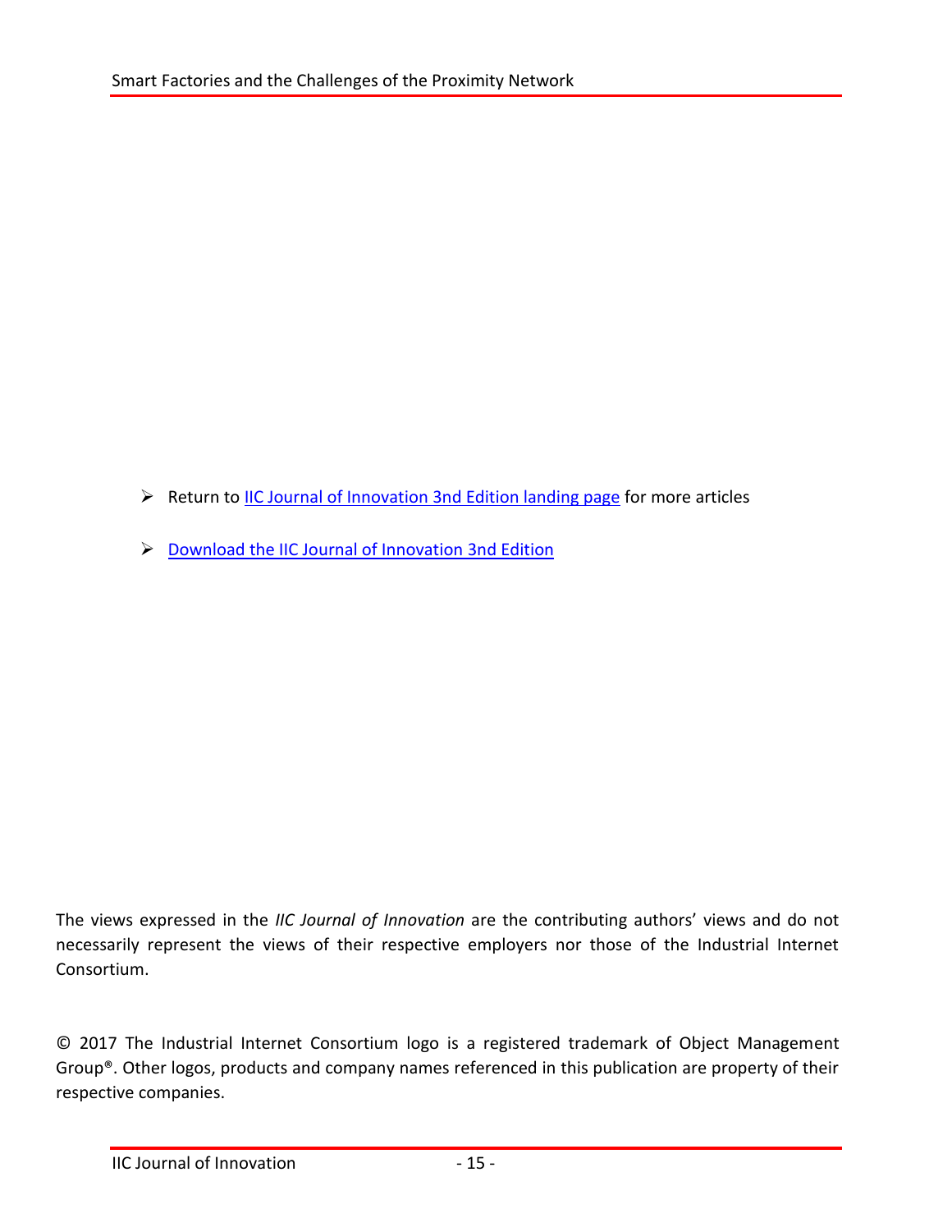- Return to IIC Journal of Innovation 3nd Edition landing page for more articles

- Download the IIC Journal of Innovation 3nd Edition

The views expressed in the *IIC Journal of Innovation* are the contributing authors' views and do not necessarily represent the views of their respective employers nor those of the Industrial Internet Consortium.

© 2017 The Industrial Internet Consortium logo is a registered trademark of Object Management Group®. Other logos, products and company names referenced in this publication are property of their respective companies.